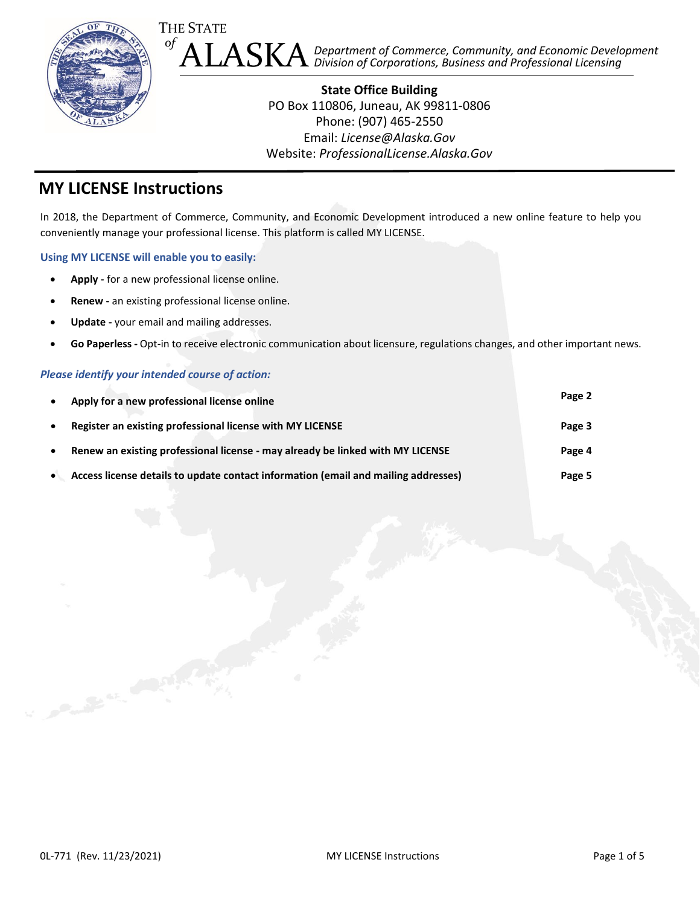THE STATE of ALASKA

*Department of Commerce, Community, and Economic Development*
*Division of Corporations, Business and Professional Licensing*

**State Office Building**
PO Box 110806, Juneau, AK 99811-0806
Phone: (907) 465-2550
Email: *License@Alaska.Gov*
Website: *ProfessionalLicense.Alaska.Gov*

# MY LICENSE Instructions

In 2018, the Department of Commerce, Community, and Economic Development introduced a new online feature to help you conveniently manage your professional license. This platform is called MY LICENSE.

### Using MY LICENSE will enable you to easily:

- **Apply -** for a new professional license online.
- **Renew -** an existing professional license online.
- **Update -** your email and mailing addresses.
- **Go Paperless -** Opt-in to receive electronic communication about licensure, regulations changes, and other important news.

### *Please identify your intended course of action:*

- **Apply for a new professional license online** — **Page 2**
- **Register an existing professional license with MY LICENSE** — **Page 3**
- **Renew an existing professional license - may already be linked with MY LICENSE** — **Page 4**
- **Access license details to update contact information (email and mailing addresses)** — **Page 5**

0L-771 (Rev. 11/23/2021) MY LICENSE Instructions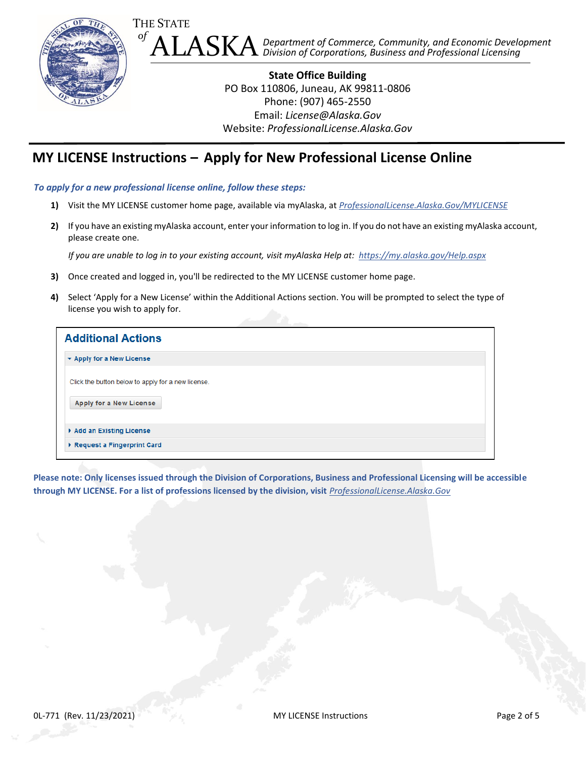THE STATE of ALASKA

*Department of Commerce, Community, and Economic Development*
*Division of Corporations, Business and Professional Licensing*

**State Office Building**
PO Box 110806, Juneau, AK 99811-0806
Phone: (907) 465-2550
Email: *License@Alaska.Gov*
Website: *ProfessionalLicense.Alaska.Gov*

# MY LICENSE Instructions – Apply for New Professional License Online

***To apply for a new professional license online, follow these steps:***

1) Visit the MY LICENSE customer home page, available via myAlaska, at *ProfessionalLicense.Alaska.Gov/MYLICENSE*

2) If you have an existing myAlaska account, enter your information to log in. If you do not have an existing myAlaska account, please create one.

   *If you are unable to log in to your existing account, visit myAlaska Help at: https://my.alaska.gov/Help.aspx*

3) Once created and logged in, you'll be redirected to the MY LICENSE customer home page.

4) Select 'Apply for a New License' within the Additional Actions section. You will be prompted to select the type of license you wish to apply for.

**Additional Actions**

- Apply for a New License

  Click the button below to apply for a new license.

  Apply for a New License

- Add an Existing License
- Request a Fingerprint Card

**Please note: Only licenses issued through the Division of Corporations, Business and Professional Licensing will be accessible through MY LICENSE. For a list of professions licensed by the division, visit** *ProfessionalLicense.Alaska.Gov*

0L-771 (Rev. 11/23/2021)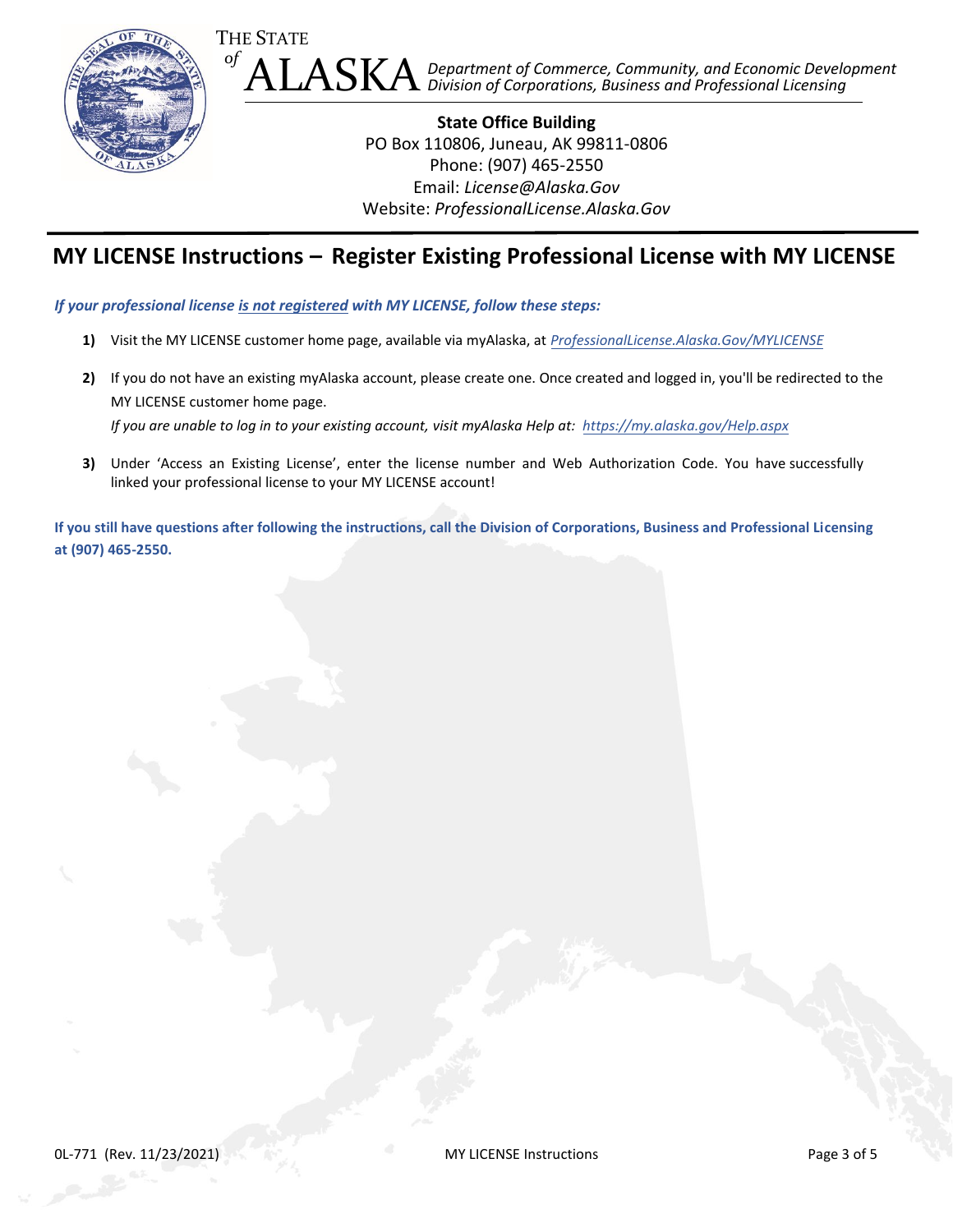THE STATE
*of*
ALASKA *Department of Commerce, Community, and Economic Development*
*Division of Corporations, Business and Professional Licensing*

**State Office Building**
PO Box 110806, Juneau, AK 99811-0806
Phone: (907) 465-2550
Email: *License@Alaska.Gov*
Website: *ProfessionalLicense.Alaska.Gov*

# MY LICENSE Instructions – Register Existing Professional License with MY LICENSE

***If your professional license is not registered with MY LICENSE, follow these steps:***

1) Visit the MY LICENSE customer home page, available via myAlaska, at *ProfessionalLicense.Alaska.Gov/MYLICENSE*
2) If you do not have an existing myAlaska account, please create one. Once created and logged in, you'll be redirected to the MY LICENSE customer home page.
   *If you are unable to log in to your existing account, visit myAlaska Help at: https://my.alaska.gov/Help.aspx*
3) Under 'Access an Existing License', enter the license number and Web Authorization Code. You have successfully linked your professional license to your MY LICENSE account!

**If you still have questions after following the instructions, call the Division of Corporations, Business and Professional Licensing at (907) 465-2550.**

0L-771 (Rev. 11/23/2021)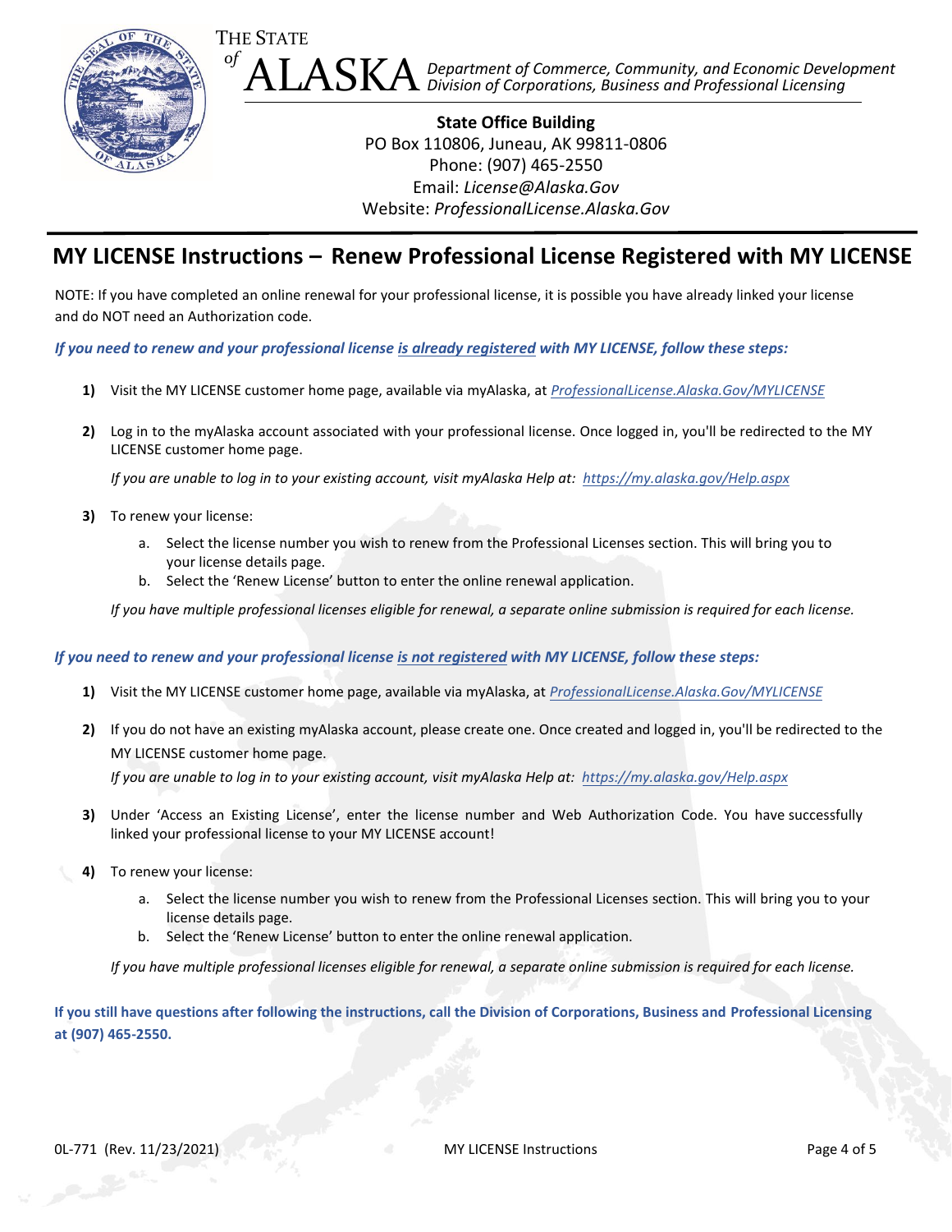THE STATE of ALASKA

*Department of Commerce, Community, and Economic Development*
*Division of Corporations, Business and Professional Licensing*

**State Office Building**
PO Box 110806, Juneau, AK 99811-0806
Phone: (907) 465-2550
Email: *License@Alaska.Gov*
Website: *ProfessionalLicense.Alaska.Gov*

# MY LICENSE Instructions – Renew Professional License Registered with MY LICENSE

NOTE: If you have completed an online renewal for your professional license, it is possible you have already linked your license and do NOT need an Authorization code.

***If you need to renew and your professional license is already registered with MY LICENSE, follow these steps:***

1) Visit the MY LICENSE customer home page, available via myAlaska, at *ProfessionalLicense.Alaska.Gov/MYLICENSE*

2) Log in to the myAlaska account associated with your professional license. Once logged in, you'll be redirected to the MY LICENSE customer home page.

   *If you are unable to log in to your existing account, visit myAlaska Help at: https://my.alaska.gov/Help.aspx*

3) To renew your license:
   a. Select the license number you wish to renew from the Professional Licenses section. This will bring you to your license details page.
   b. Select the 'Renew License' button to enter the online renewal application.

   *If you have multiple professional licenses eligible for renewal, a separate online submission is required for each license.*

***If you need to renew and your professional license is not registered with MY LICENSE, follow these steps:***

1) Visit the MY LICENSE customer home page, available via myAlaska, at *ProfessionalLicense.Alaska.Gov/MYLICENSE*

2) If you do not have an existing myAlaska account, please create one. Once created and logged in, you'll be redirected to the MY LICENSE customer home page.

   *If you are unable to log in to your existing account, visit myAlaska Help at: https://my.alaska.gov/Help.aspx*

3) Under 'Access an Existing License', enter the license number and Web Authorization Code. You have successfully linked your professional license to your MY LICENSE account!

4) To renew your license:
   a. Select the license number you wish to renew from the Professional Licenses section. This will bring you to your license details page.
   b. Select the 'Renew License' button to enter the online renewal application.

   *If you have multiple professional licenses eligible for renewal, a separate online submission is required for each license.*

**If you still have questions after following the instructions, call the Division of Corporations, Business and Professional Licensing at (907) 465-2550.**

0L-771 (Rev. 11/23/2021)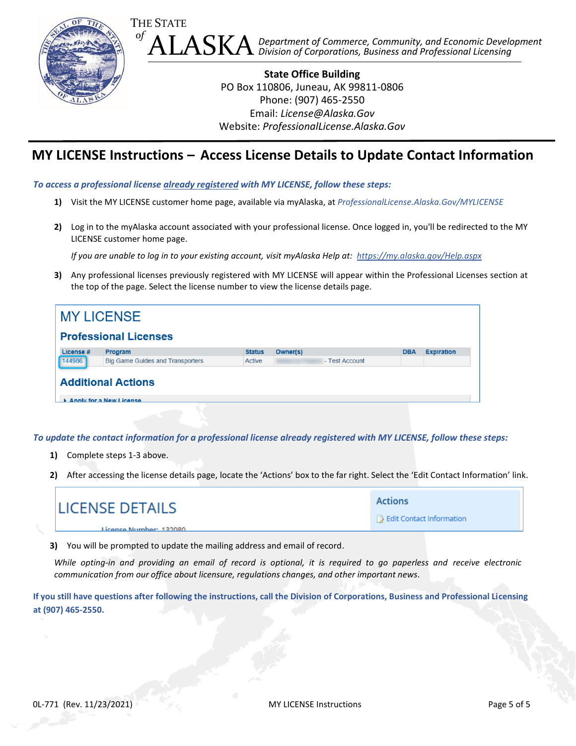THE STATE of ALASKA

*Department of Commerce, Community, and Economic Development*
*Division of Corporations, Business and Professional Licensing*

**State Office Building**
PO Box 110806, Juneau, AK 99811-0806
Phone: (907) 465-2550
Email: *License@Alaska.Gov*
Website: *ProfessionalLicense.Alaska.Gov*

# MY LICENSE Instructions – Access License Details to Update Contact Information

***To access a professional license already registered with MY LICENSE, follow these steps:***

1) Visit the MY LICENSE customer home page, available via myAlaska, at *ProfessionalLicense.Alaska.Gov/MYLICENSE*

2) Log in to the myAlaska account associated with your professional license. Once logged in, you'll be redirected to the MY LICENSE customer home page.

   *If you are unable to log in to your existing account, visit myAlaska Help at: https://my.alaska.gov/Help.aspx*

3) Any professional licenses previously registered with MY LICENSE will appear within the Professional Licenses section at the top of the page. Select the license number to view the license details page.

MY LICENSE

Professional Licenses

| License # | Program | Status | Owner(s) | DBA | Expiration |
|---|---|---|---|---|---|
| 144986 | Big Game Guides and Transporters | Active | - Test Account | | |

Additional Actions

Apply for a New License

***To update the contact information for a professional license already registered with MY LICENSE, follow these steps:***

1) Complete steps 1-3 above.

2) After accessing the license details page, locate the 'Actions' box to the far right. Select the 'Edit Contact Information' link.

LICENSE DETAILS

License Number: 132080

Actions

Edit Contact Information

3) You will be prompted to update the mailing address and email of record.

   *While opting-in and providing an email of record is optional, it is required to go paperless and receive electronic communication from our office about licensure, regulations changes, and other important news.*

**If you still have questions after following the instructions, call the Division of Corporations, Business and Professional Licensing at (907) 465-2550.**

0L-771 (Rev. 11/23/2021) MY LICENSE Instructions